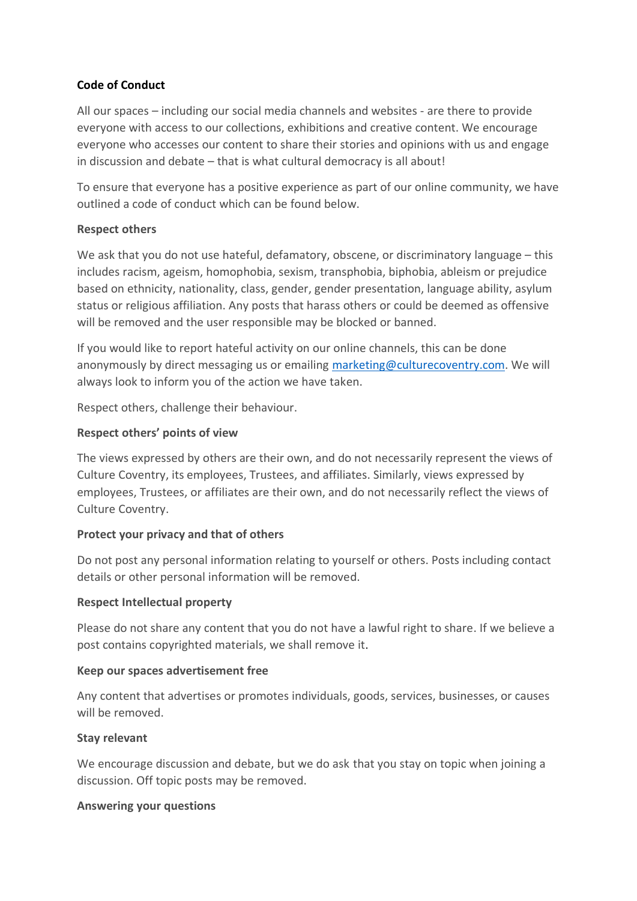**Code of Conduct**

All our spaces – including our social media channels and websites - are there to provide everyone with access to our collections, exhibitions and creative content. We encourage everyone who accesses our content to share their stories and opinions with us and engage in discussion and debate – that is what cultural democracy is all about!

To ensure that everyone has a positive experience as part of our online community, we have outlined a code of conduct which can be found below.

**Respect others**

We ask that you do not use hateful, defamatory, obscene, or discriminatory language – this includes racism, ageism, homophobia, sexism, transphobia, biphobia, ableism or prejudice based on ethnicity, nationality, class, gender, gender presentation, language ability, asylum status or religious affiliation. Any posts that harass others or could be deemed as offensive will be removed and the user responsible may be blocked or banned.

If you would like to report hateful activity on our online channels, this can be done anonymously by direct messaging us or emailing [marketing@culturecoventry.com](mailto:marketing@culturecoventry.com). We will always look to inform you of the action we have taken.

Respect others, challenge their behaviour.

**Respect others' points of view**

The views expressed by others are their own, and do not necessarily represent the views of Culture Coventry, its employees, Trustees, and affiliates. Similarly, views expressed by employees, Trustees, or affiliates are their own, and do not necessarily reflect the views of Culture Coventry.

**Protect your privacy and that of others**

Do not post any personal information relating to yourself or others. Posts including contact details or other personal information will be removed.

**Respect Intellectual property**

Please do not share any content that you do not have a lawful right to share. If we believe a post contains copyrighted materials, we shall remove it.

**Keep our spaces advertisement free**

Any content that advertises or promotes individuals, goods, services, businesses, or causes will be removed.

**Stay relevant**

We encourage discussion and debate, but we do ask that you stay on topic when joining a discussion. Off topic posts may be removed.

**Answering your questions**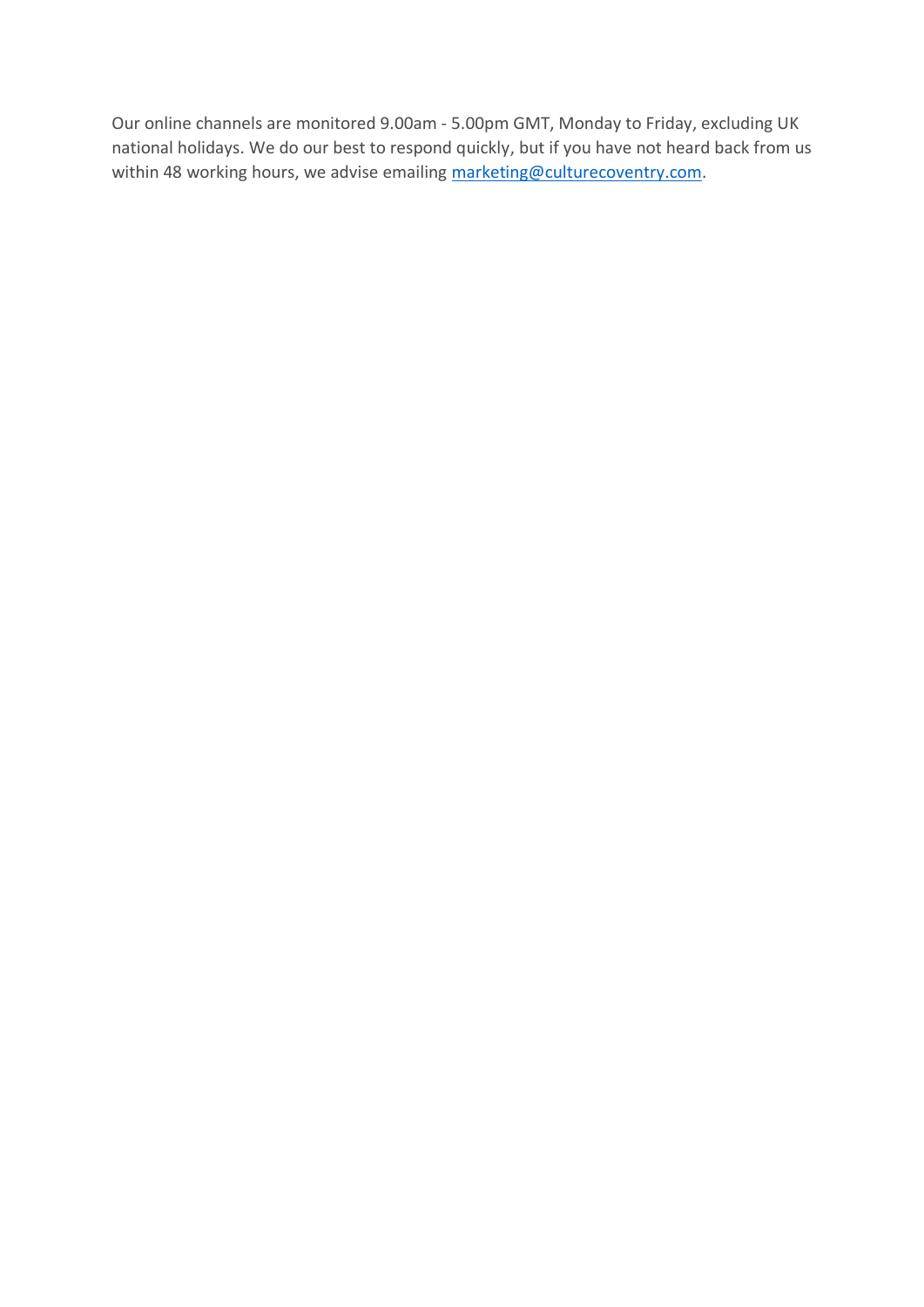Our online channels are monitored 9.00am - 5.00pm GMT, Monday to Friday, excluding UK national holidays. We do our best to respond quickly, but if you have not heard back from us within 48 working hours, we advise emailing [marketing@culturecoventry.com](mailto:marketing@culturecoventry.com).